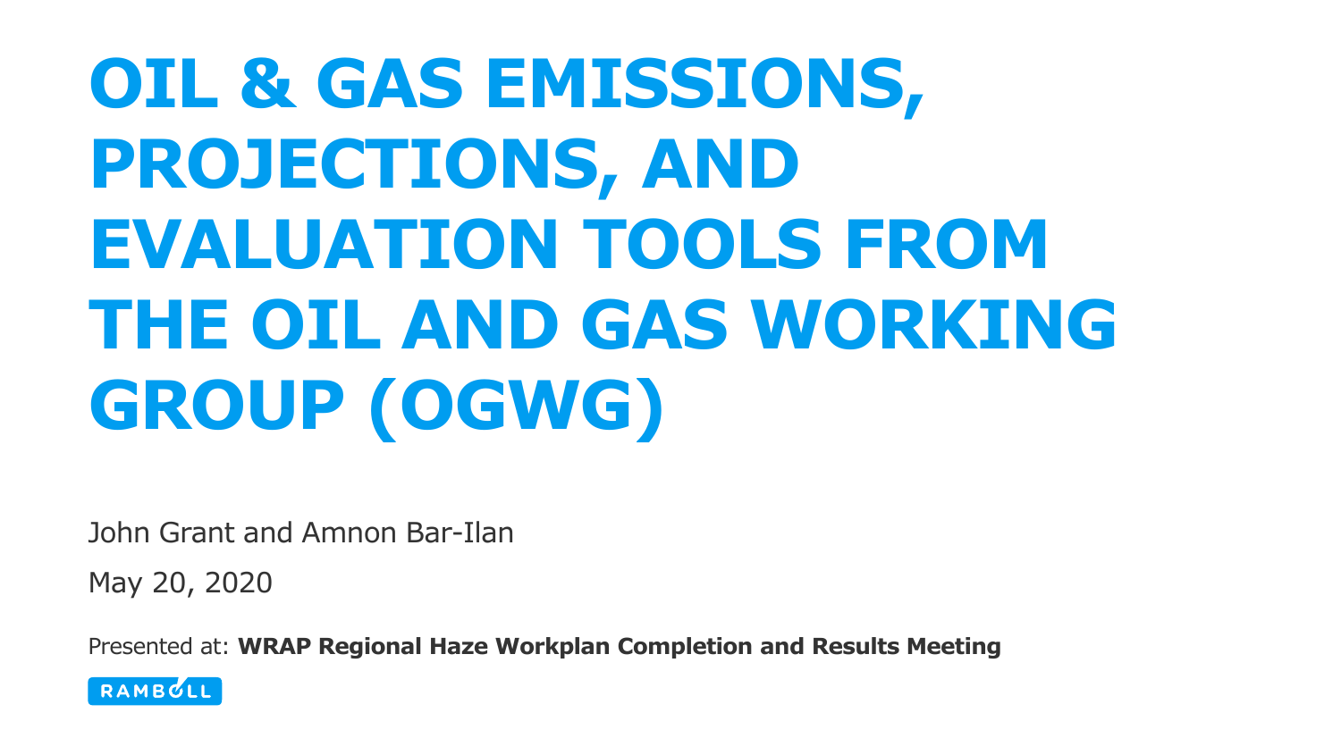# OIL & GAS EMISSIONS, PROJECTIONS, AND EVALUATION TOOLS FROM THE OIL AND GAS WORKING GROUP (OGWG)

John Grant and Amnon Bar-Ilan

May 20, 2020

Presented at: **WRAP Regional Haze Workplan Completion and Results Meeting**

RAMBOLL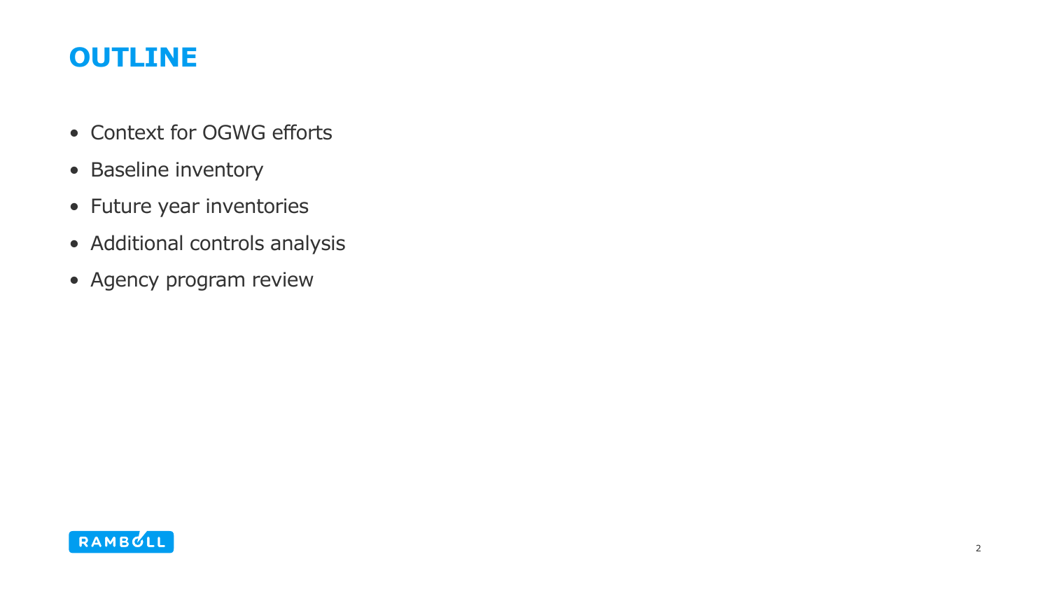# OUTLINE

- Context for OGWG efforts
- Baseline inventory
- Future year inventories
- Additional controls analysis
- Agency program review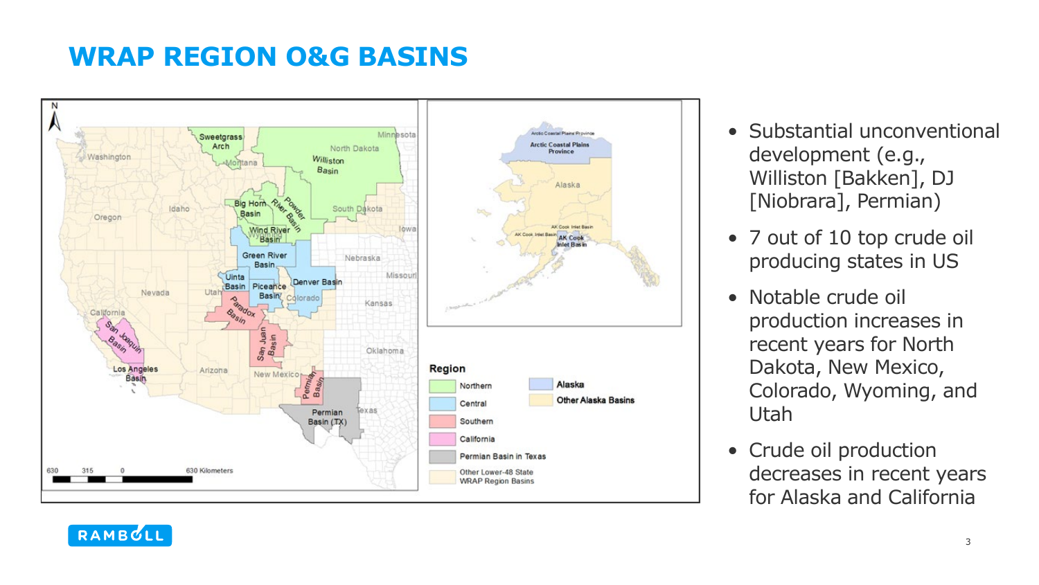# WRAP REGION O&G BASINS

- Substantial unconventional development (e.g., Williston [Bakken], DJ [Niobrara], Permian)
- 7 out of 10 top crude oil producing states in US
- Notable crude oil production increases in recent years for North Dakota, New Mexico, Colorado, Wyoming, and Utah
- Crude oil production decreases in recent years for Alaska and California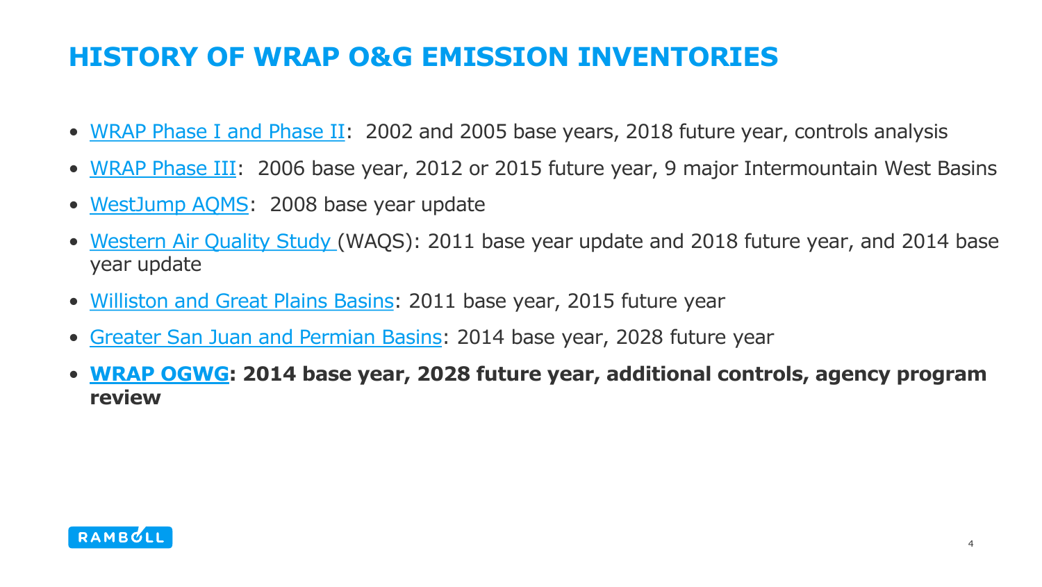# HISTORY OF WRAP O&G EMISSION INVENTORIES

- WRAP Phase I and Phase II: 2002 and 2005 base years, 2018 future year, controls analysis
- WRAP Phase III: 2006 base year, 2012 or 2015 future year, 9 major Intermountain West Basins
- WestJump AQMS: 2008 base year update
- Western Air Quality Study (WAQS): 2011 base year update and 2018 future year, and 2014 base year update
- Williston and Great Plains Basins: 2011 base year, 2015 future year
- Greater San Juan and Permian Basins: 2014 base year, 2028 future year
- **WRAP OGWG: 2014 base year, 2028 future year, additional controls, agency program review**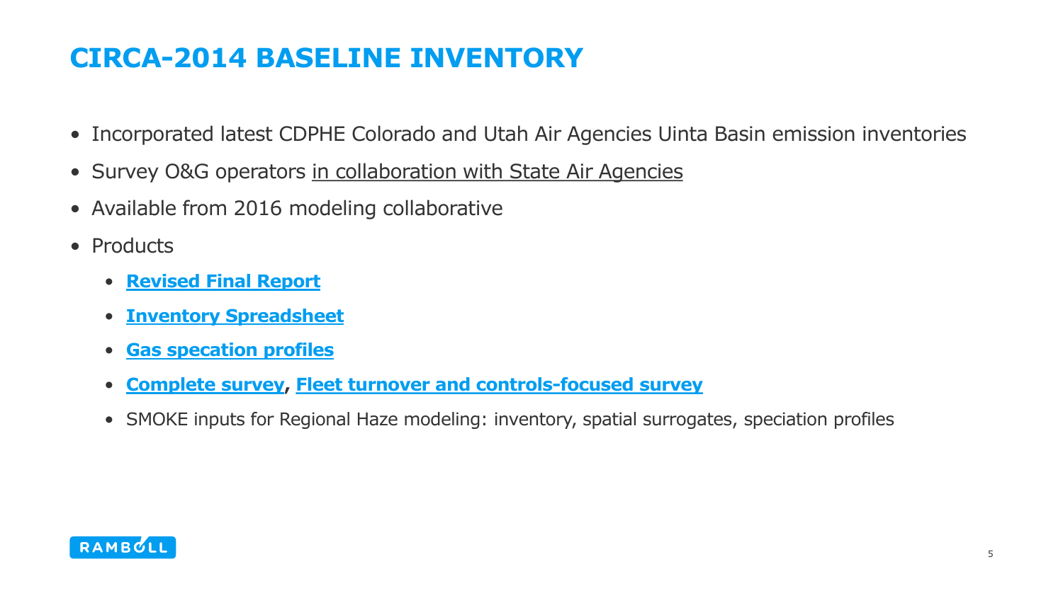# CIRCA-2014 BASELINE INVENTORY

- Incorporated latest CDPHE Colorado and Utah Air Agencies Uinta Basin emission inventories
- Survey O&G operators in collaboration with State Air Agencies
- Available from 2016 modeling collaborative
- Products
  - **Revised Final Report**
  - **Inventory Spreadsheet**
  - **Gas specation profiles**
  - **Complete survey**, **Fleet turnover and controls-focused survey**
  - SMOKE inputs for Regional Haze modeling: inventory, spatial surrogates, speciation profiles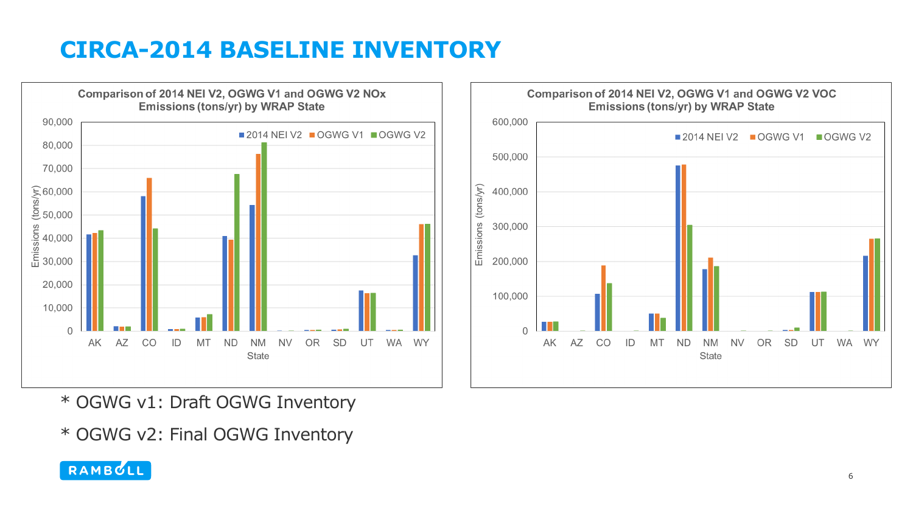# CIRCA-2014 BASELINE INVENTORY

**Comparison of 2014 NEI V2, OGWG V1 and OGWG V2 NOx Emissions (tons/yr) by WRAP State**

**Comparison of 2014 NEI V2, OGWG V1 and OGWG V2 VOC Emissions (tons/yr) by WRAP State**

\* OGWG v1: Draft OGWG Inventory

\* OGWG v2: Final OGWG Inventory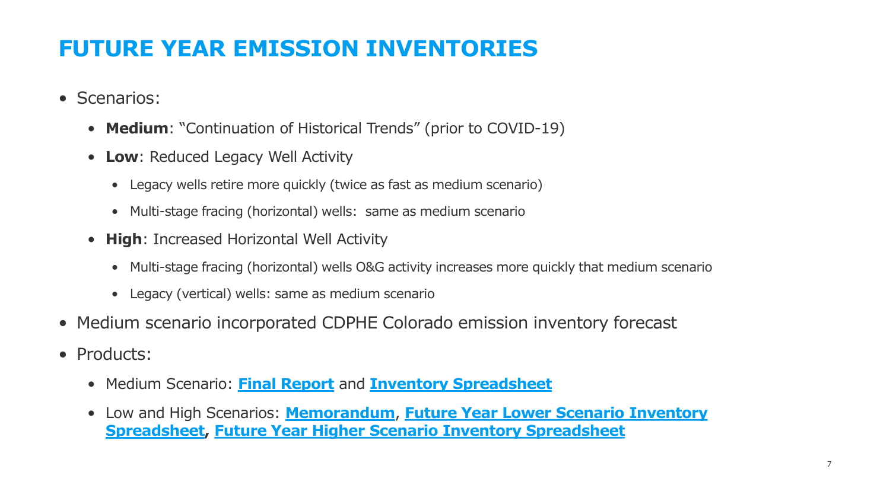# FUTURE YEAR EMISSION INVENTORIES

- Scenarios:
  - **Medium**: "Continuation of Historical Trends" (prior to COVID-19)
  - **Low**: Reduced Legacy Well Activity
    - Legacy wells retire more quickly (twice as fast as medium scenario)
    - Multi-stage fracing (horizontal) wells: same as medium scenario
  - **High**: Increased Horizontal Well Activity
    - Multi-stage fracing (horizontal) wells O&G activity increases more quickly that medium scenario
    - Legacy (vertical) wells: same as medium scenario
- Medium scenario incorporated CDPHE Colorado emission inventory forecast
- Products:
  - Medium Scenario: **Final Report** and **Inventory Spreadsheet**
  - Low and High Scenarios: **Memorandum**, **Future Year Lower Scenario Inventory Spreadsheet**, **Future Year Higher Scenario Inventory Spreadsheet**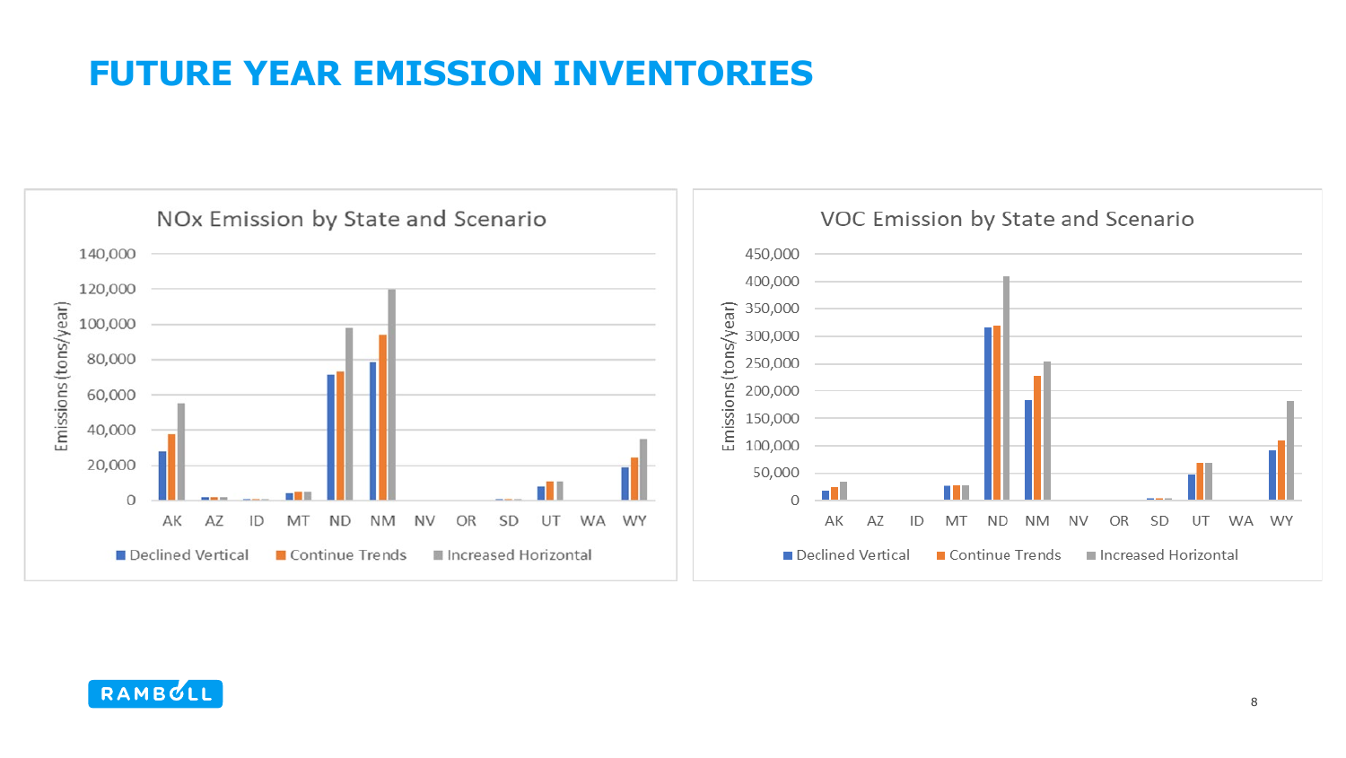# FUTURE YEAR EMISSION INVENTORIES

NOx Emission by State and Scenario

Emissions (tons/year)

140,000
120,000
100,000
80,000
60,000
40,000
20,000
0

AK AZ ID MT ND NM NV OR SD UT WA WY

Declined Vertical | Continue Trends | Increased Horizontal

VOC Emission by State and Scenario

Emissions (tons/year)

450,000
400,000
350,000
300,000
250,000
200,000
150,000
100,000
50,000
0

AK AZ ID MT ND NM NV OR SD UT WA WY

Declined Vertical | Continue Trends | Increased Horizontal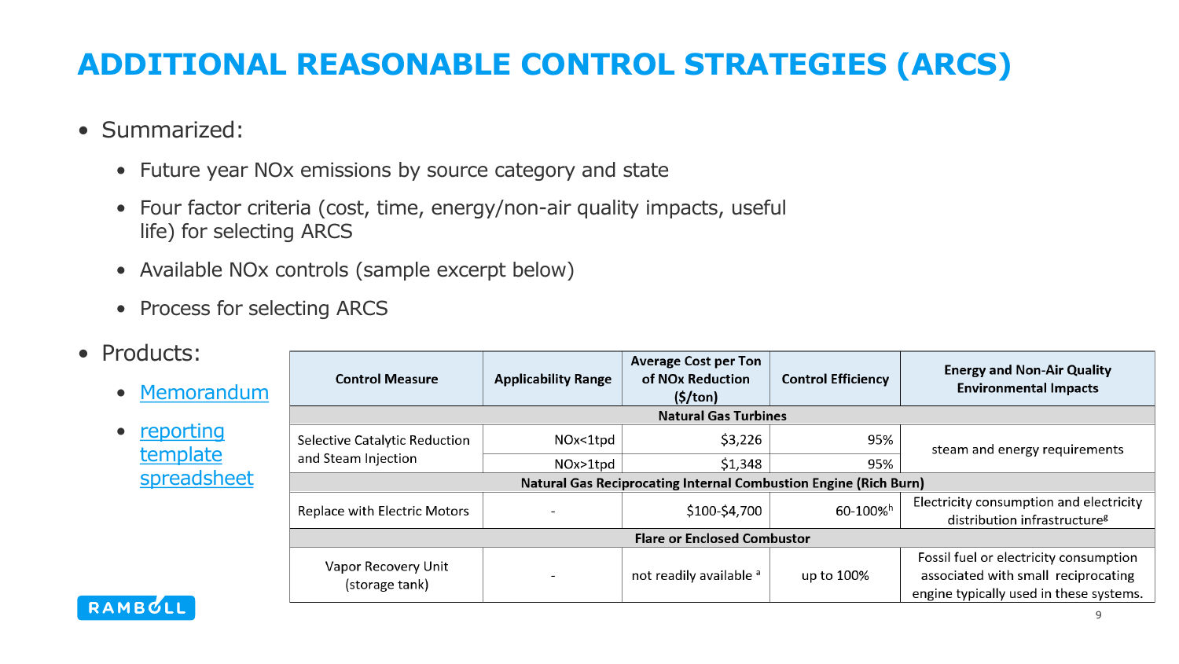# ADDITIONAL REASONABLE CONTROL STRATEGIES (ARCS)

- Summarized:
  - Future year NOx emissions by source category and state
  - Four factor criteria (cost, time, energy/non-air quality impacts, useful life) for selecting ARCS
  - Available NOx controls (sample excerpt below)
  - Process for selecting ARCS
- Products:
  - Memorandum
  - reporting template spreadsheet

| Control Measure | Applicability Range | Average Cost per Ton of NOx Reduction ($/ton) | Control Efficiency | Energy and Non-Air Quality Environmental Impacts |
|---|---|---|---|---|
| **Natural Gas Turbines** | | | | |
| Selective Catalytic Reduction and Steam Injection | NOx<1tpd | $3,226 | 95% | steam and energy requirements |
| | NOx>1tpd | $1,348 | 95% | |
| **Natural Gas Reciprocating Internal Combustion Engine (Rich Burn)** | | | | |
| Replace with Electric Motors | - | $100-$4,700 | 60-100%[h] | Electricity consumption and electricity distribution infrastructure[g] |
| **Flare or Enclosed Combustor** | | | | |
| Vapor Recovery Unit (storage tank) | - | not readily available [a] | up to 100% | Fossil fuel or electricity consumption associated with small reciprocating engine typically used in these systems. |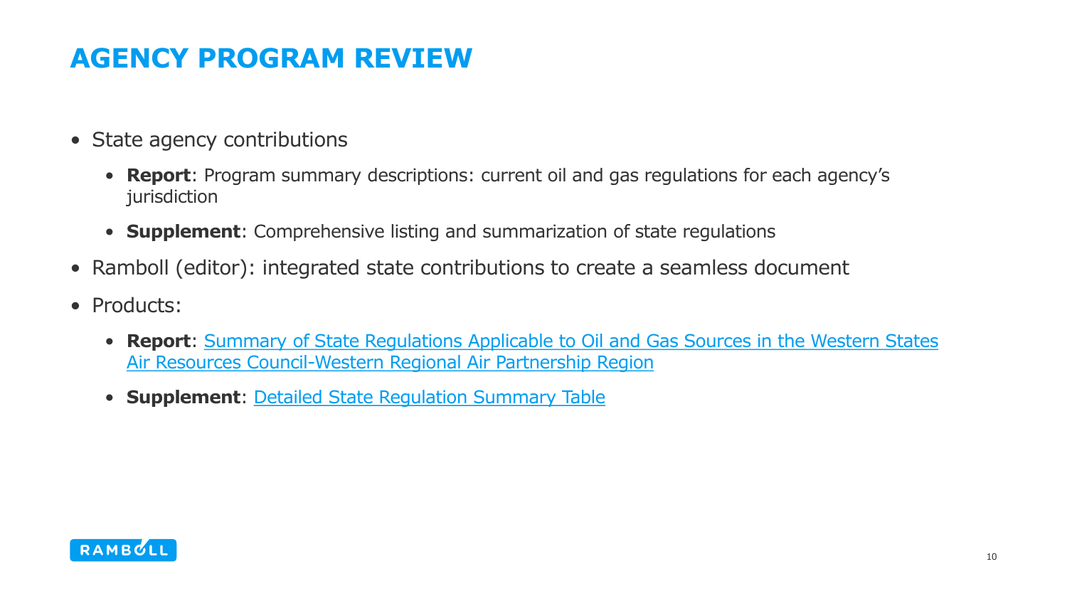# AGENCY PROGRAM REVIEW

- State agency contributions
  - **Report**: Program summary descriptions: current oil and gas regulations for each agency's jurisdiction
  - **Supplement**: Comprehensive listing and summarization of state regulations
- Ramboll (editor): integrated state contributions to create a seamless document
- Products:
  - **Report**: Summary of State Regulations Applicable to Oil and Gas Sources in the Western States Air Resources Council-Western Regional Air Partnership Region
  - **Supplement**: Detailed State Regulation Summary Table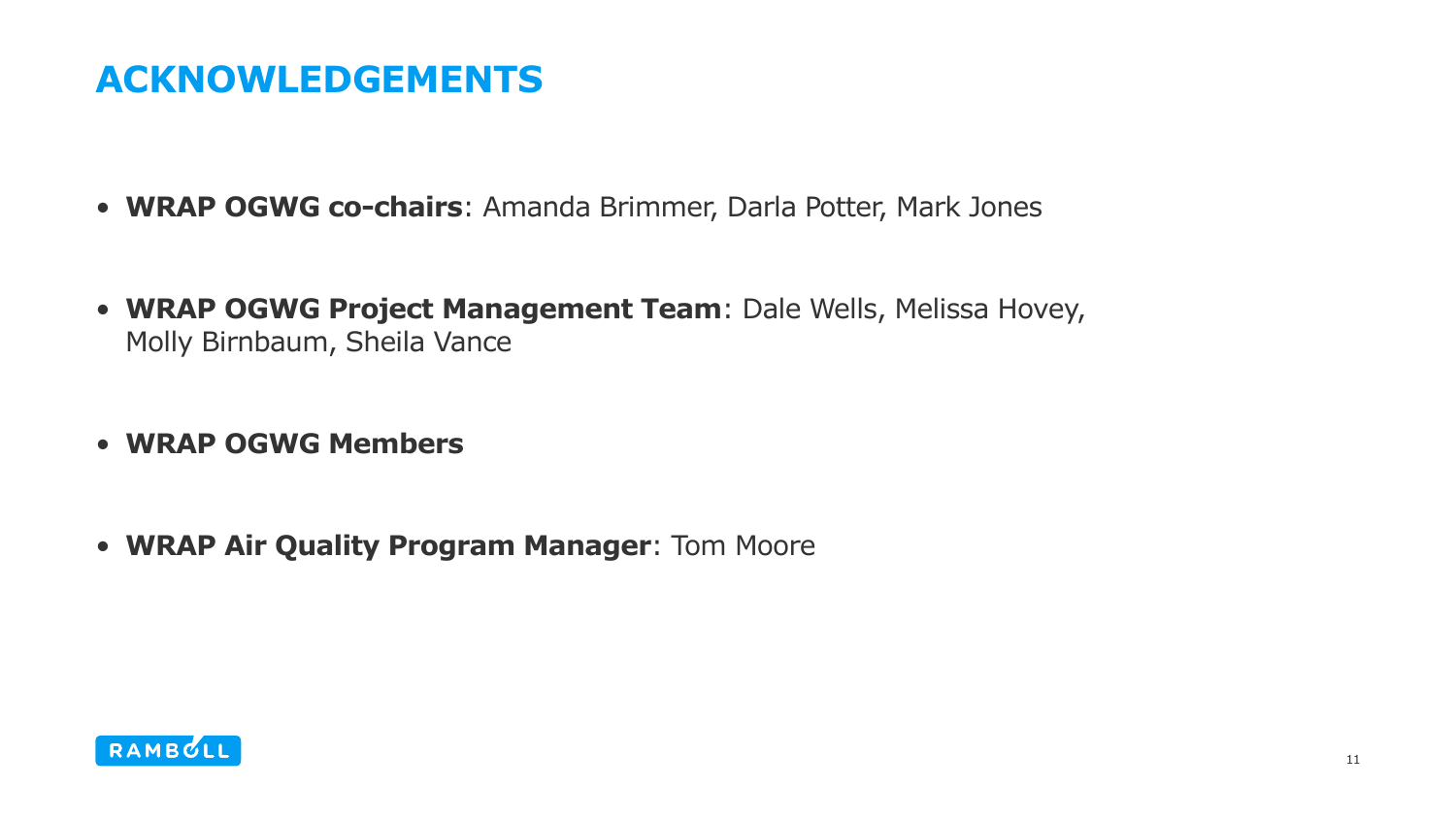# ACKNOWLEDGEMENTS

- **WRAP OGWG co-chairs**: Amanda Brimmer, Darla Potter, Mark Jones
- **WRAP OGWG Project Management Team**: Dale Wells, Melissa Hovey, Molly Birnbaum, Sheila Vance
- **WRAP OGWG Members**
- **WRAP Air Quality Program Manager**: Tom Moore

RAMBOLL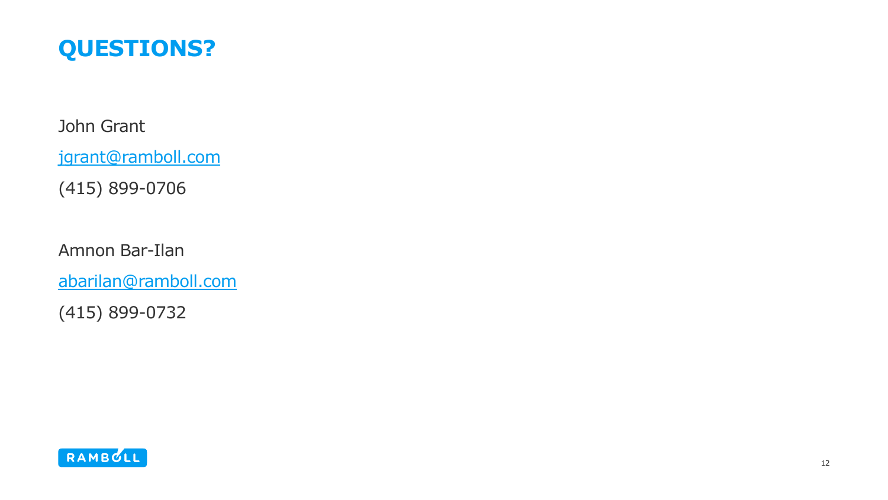# QUESTIONS?

John Grant

jgrant@ramboll.com

(415) 899-0706

Amnon Bar-Ilan

abarilan@ramboll.com

(415) 899-0732